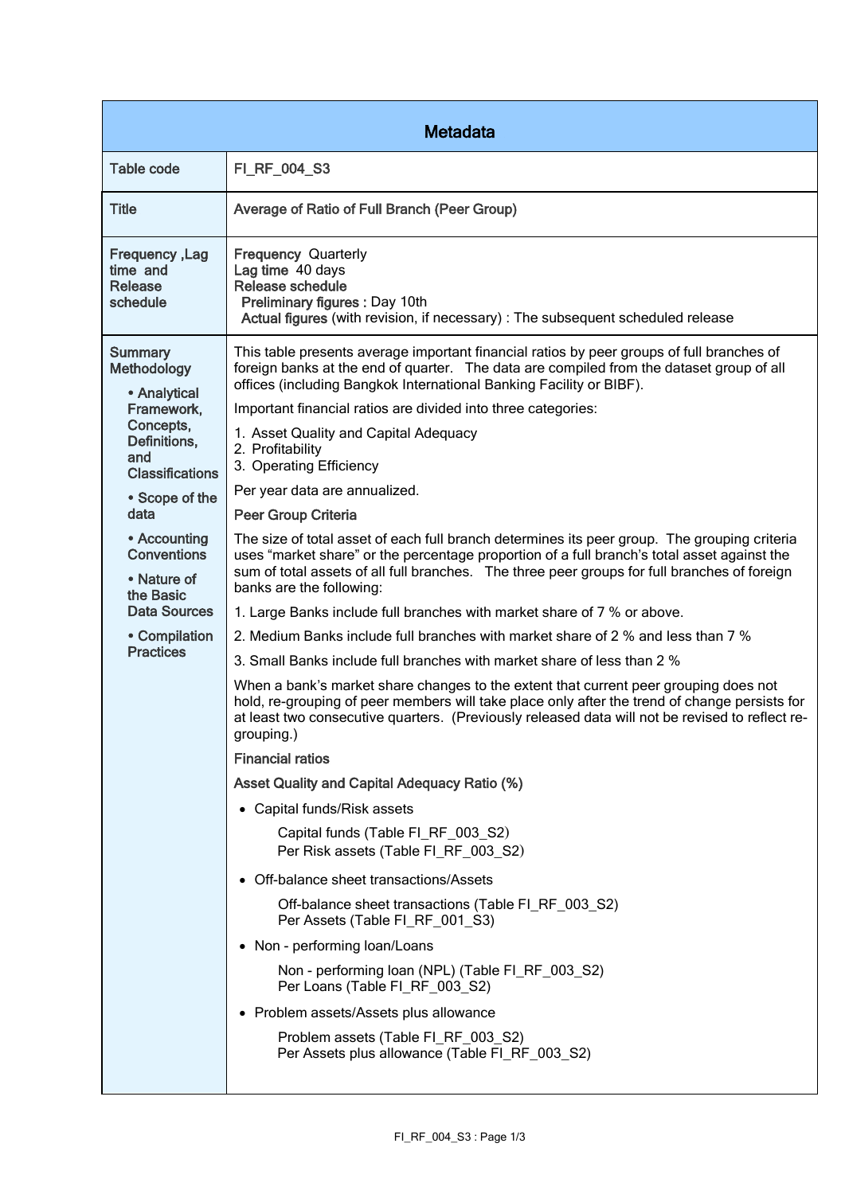| Metadata | |
|---|---|
| **Table code** | FI_RF_004_S3 |
| **Title** | Average of Ratio of Full Branch (Peer Group) |
| **Frequency ,Lag time and Release schedule** | **Frequency** Quarterly<br>**Lag time** 40 days<br>**Release schedule**<br>**Preliminary figures :** Day 10th<br>**Actual figures** (with revision, if necessary) : The subsequent scheduled release |
| **Summary Methodology**<br>• **Analytical Framework, Concepts, Definitions, and Classifications**<br>• **Scope of the data**<br>• **Accounting Conventions**<br>• **Nature of the Basic Data Sources**<br>• **Compilation Practices** | This table presents average important financial ratios by peer groups of full branches of foreign banks at the end of quarter. The data are compiled from the dataset group of all offices (including Bangkok International Banking Facility or BIBF).<br>Important financial ratios are divided into three categories:<br>1. Asset Quality and Capital Adequacy<br>2. Profitability<br>3. Operating Efficiency<br>Per year data are annualized.<br>**Peer Group Criteria**<br>The size of total asset of each full branch determines its peer group. The grouping criteria uses "market share" or the percentage proportion of a full branch's total asset against the sum of total assets of all full branches. The three peer groups for full branches of foreign banks are the following:<br>1. Large Banks include full branches with market share of 7 % or above.<br>2. Medium Banks include full branches with market share of 2 % and less than 7 %<br>3. Small Banks include full branches with market share of less than 2 %<br>When a bank's market share changes to the extent that current peer grouping does not hold, re-grouping of peer members will take place only after the trend of change persists for at least two consecutive quarters. (Previously released data will not be revised to reflect re-grouping.)<br>**Financial ratios**<br>**Asset Quality and Capital Adequacy Ratio (%)**<br>• Capital funds/Risk assets<br>Capital funds (Table FI_RF_003_S2)<br>Per Risk assets (Table FI_RF_003_S2)<br>• Off-balance sheet transactions/Assets<br>Off-balance sheet transactions (Table FI_RF_003_S2)<br>Per Assets (Table FI_RF_001_S3)<br>• Non - performing loan/Loans<br>Non - performing loan (NPL) (Table FI_RF_003_S2)<br>Per Loans (Table FI_RF_003_S2)<br>• Problem assets/Assets plus allowance<br>Problem assets (Table FI_RF_003_S2)<br>Per Assets plus allowance (Table FI_RF_003_S2) |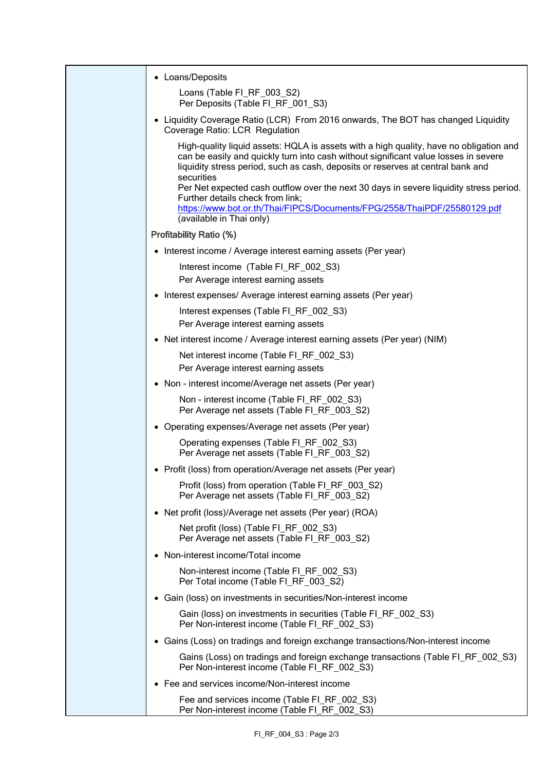- Loans/Deposits

  Loans (Table FI_RF_003_S2)
  Per Deposits (Table FI_RF_001_S3)

- Liquidity Coverage Ratio (LCR) From 2016 onwards, The BOT has changed Liquidity Coverage Ratio: LCR Regulation

  High-quality liquid assets: HQLA is assets with a high quality, have no obligation and can be easily and quickly turn into cash without significant value losses in severe liquidity stress period, such as cash, deposits or reserves at central bank and securities
  Per Net expected cash outflow over the next 30 days in severe liquidity stress period. Further details check from link;
  https://www.bot.or.th/Thai/FIPCS/Documents/FPG/2558/ThaiPDF/25580129.pdf
  (available in Thai only)

**Profitability Ratio (%)**

- Interest income / Average interest earning assets (Per year)

  Interest income (Table FI_RF_002_S3)
  Per Average interest earning assets

- Interest expenses/ Average interest earning assets (Per year)

  Interest expenses (Table FI_RF_002_S3)
  Per Average interest earning assets

- Net interest income / Average interest earning assets (Per year) (NIM)

  Net interest income (Table FI_RF_002_S3)
  Per Average interest earning assets

- Non - interest income/Average net assets (Per year)

  Non - interest income (Table FI_RF_002_S3)
  Per Average net assets (Table FI_RF_003_S2)

- Operating expenses/Average net assets (Per year)

  Operating expenses (Table FI_RF_002_S3)
  Per Average net assets (Table FI_RF_003_S2)

- Profit (loss) from operation/Average net assets (Per year)

  Profit (loss) from operation (Table FI_RF_003_S2)
  Per Average net assets (Table FI_RF_003_S2)

- Net profit (loss)/Average net assets (Per year) (ROA)

  Net profit (loss) (Table FI_RF_002_S3)
  Per Average net assets (Table FI_RF_003_S2)

- Non-interest income/Total income

  Non-interest income (Table FI_RF_002_S3)
  Per Total income (Table FI_RF_003_S2)

- Gain (loss) on investments in securities/Non-interest income

  Gain (loss) on investments in securities (Table FI_RF_002_S3)
  Per Non-interest income (Table FI_RF_002_S3)

- Gains (Loss) on tradings and foreign exchange transactions/Non-interest income

  Gains (Loss) on tradings and foreign exchange transactions (Table FI_RF_002_S3)
  Per Non-interest income (Table FI_RF_002_S3)

- Fee and services income/Non-interest income

  Fee and services income (Table FI_RF_002_S3)
  Per Non-interest income (Table FI_RF_002_S3)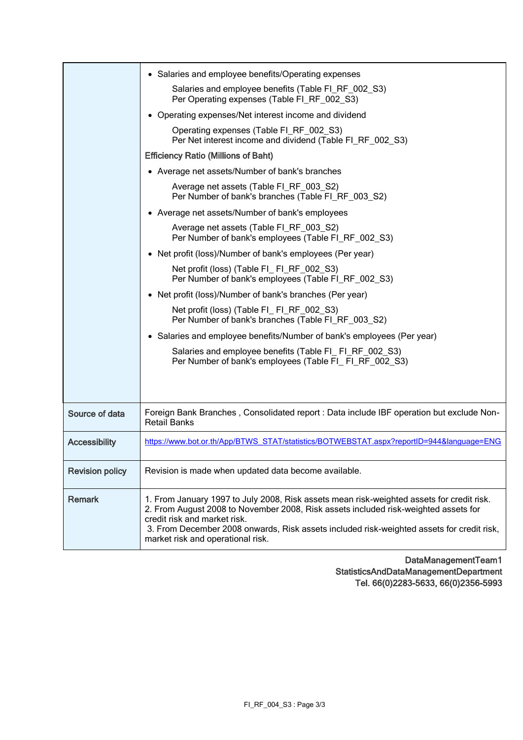| | |
|---|---|
| | • Salaries and employee benefits/Operating expenses<br>Salaries and employee benefits (Table FI_RF_002_S3)<br>Per Operating expenses (Table FI_RF_002_S3)<br>• Operating expenses/Net interest income and dividend<br>Operating expenses (Table FI_RF_002_S3)<br>Per Net interest income and dividend (Table FI_RF_002_S3)<br>**Efficiency Ratio (Millions of Baht)**<br>• Average net assets/Number of bank's branches<br>Average net assets (Table FI_RF_003_S2)<br>Per Number of bank's branches (Table FI_RF_003_S2)<br>• Average net assets/Number of bank's employees<br>Average net assets (Table FI_RF_003_S2)<br>Per Number of bank's employees (Table FI_RF_002_S3)<br>• Net profit (loss)/Number of bank's employees (Per year)<br>Net profit (loss) (Table FI_ FI_RF_002_S3)<br>Per Number of bank's employees (Table FI_RF_002_S3)<br>• Net profit (loss)/Number of bank's branches (Per year)<br>Net profit (loss) (Table FI_ FI_RF_002_S3)<br>Per Number of bank's branches (Table FI_RF_003_S2)<br>• Salaries and employee benefits/Number of bank's employees (Per year)<br>Salaries and employee benefits (Table FI_ FI_RF_002_S3)<br>Per Number of bank's employees (Table FI_ FI_RF_002_S3) |
| **Source of data** | Foreign Bank Branches , Consolidated report : Data include IBF operation but exclude Non-Retail Banks |
| **Accessibility** | https://www.bot.or.th/App/BTWS_STAT/statistics/BOTWEBSTAT.aspx?reportID=944&language=ENG |
| **Revision policy** | Revision is made when updated data become available. |
| **Remark** | 1. From January 1997 to July 2008, Risk assets mean risk-weighted assets for credit risk.<br>2. From August 2008 to November 2008, Risk assets included risk-weighted assets for credit risk and market risk.<br>3. From December 2008 onwards, Risk assets included risk-weighted assets for credit risk, market risk and operational risk. |

**DataManagementTeam1**
**StatisticsAndDataManagementDepartment**
**Tel. 66(0)2283-5633, 66(0)2356-5993**